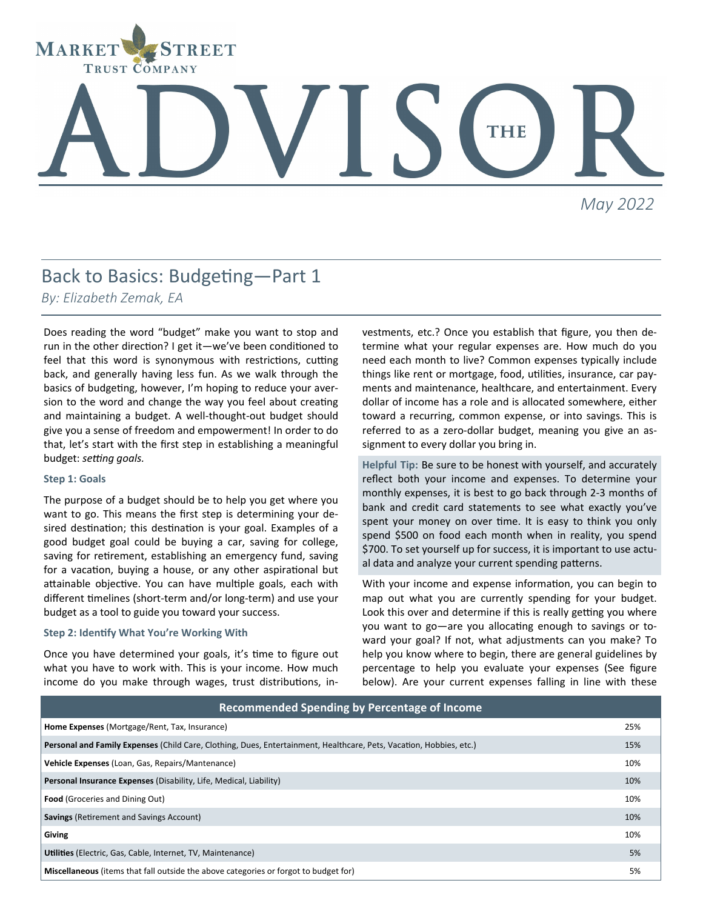# THE ADVISOR

**Market Street Trust Company**

*May 2022*

## Back to Basics: Budgeting—Part 1

*By: Elizabeth Zemak, EA*

Does reading the word "budget" make you want to stop and run in the other direction? I get it—we've been conditioned to feel that this word is synonymous with restrictions, cutting back, and generally having less fun. As we walk through the basics of budgeting, however, I'm hoping to reduce your aversion to the word and change the way you feel about creating and maintaining a budget. A well-thought-out budget should give you a sense of freedom and empowerment! In order to do that, let's start with the first step in establishing a meaningful budget: *setting goals.*

**Step 1: Goals**

The purpose of a budget should be to help you get where you want to go. This means the first step is determining your desired destination; this destination is your goal. Examples of a good budget goal could be buying a car, saving for college, saving for retirement, establishing an emergency fund, saving for a vacation, buying a house, or any other aspirational but attainable objective. You can have multiple goals, each with different timelines (short-term and/or long-term) and use your budget as a tool to guide you toward your success.

**Step 2: Identify What You're Working With**

Once you have determined your goals, it's time to figure out what you have to work with. This is your income. How much income do you make through wages, trust distributions, investments, etc.? Once you establish that figure, you then determine what your regular expenses are. How much do you need each month to live? Common expenses typically include things like rent or mortgage, food, utilities, insurance, car payments and maintenance, healthcare, and entertainment. Every dollar of income has a role and is allocated somewhere, either toward a recurring, common expense, or into savings. This is referred to as a zero-dollar budget, meaning you give an assignment to every dollar you bring in.

**Helpful Tip:** Be sure to be honest with yourself, and accurately reflect both your income and expenses. To determine your monthly expenses, it is best to go back through 2-3 months of bank and credit card statements to see what exactly you've spent your money on over time. It is easy to think you only spend $500 on food each month when in reality, you spend $700. To set yourself up for success, it is important to use actual data and analyze your current spending patterns.

With your income and expense information, you can begin to map out what you are currently spending for your budget. Look this over and determine if this is really getting you where you want to go—are you allocating enough to savings or toward your goal? If not, what adjustments can you make? To help you know where to begin, there are general guidelines by percentage to help you evaluate your expenses (See figure below). Are your current expenses falling in line with these

| Recommended Spending by Percentage of Income | |
|---|---|
| **Home Expenses** (Mortgage/Rent, Tax, Insurance) | 25% |
| **Personal and Family Expenses** (Child Care, Clothing, Dues, Entertainment, Healthcare, Pets, Vacation, Hobbies, etc.) | 15% |
| **Vehicle Expenses** (Loan, Gas, Repairs/Mantenance) | 10% |
| **Personal Insurance Expenses** (Disability, Life, Medical, Liability) | 10% |
| **Food** (Groceries and Dining Out) | 10% |
| **Savings** (Retirement and Savings Account) | 10% |
| **Giving** | 10% |
| **Utilities** (Electric, Gas, Cable, Internet, TV, Maintenance) | 5% |
| **Miscellaneous** (items that fall outside the above categories or forgot to budget for) | 5% |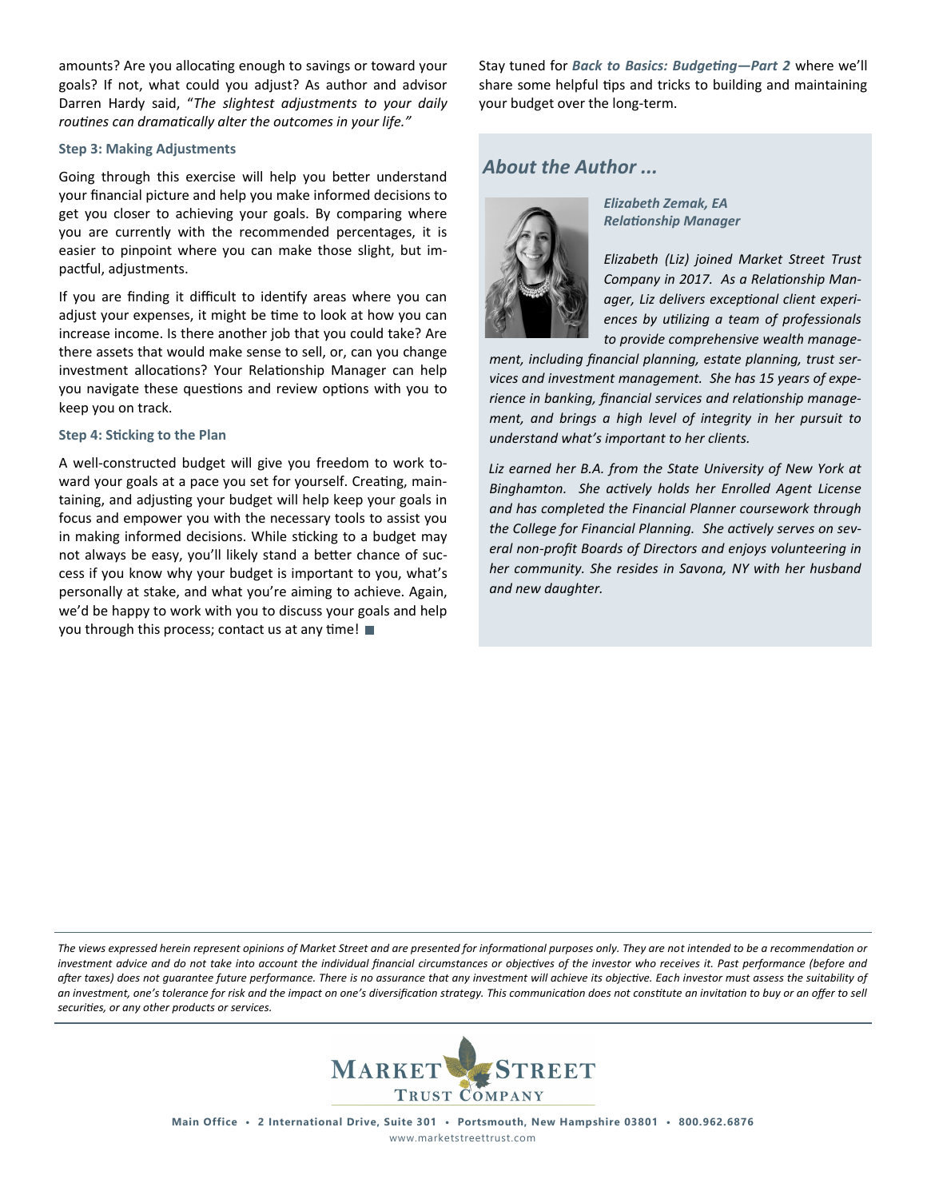amounts? Are you allocating enough to savings or toward your goals? If not, what could you adjust? As author and advisor Darren Hardy said, "*The slightest adjustments to your daily routines can dramatically alter the outcomes in your life."*

### Step 3: Making Adjustments

Going through this exercise will help you better understand your financial picture and help you make informed decisions to get you closer to achieving your goals. By comparing where you are currently with the recommended percentages, it is easier to pinpoint where you can make those slight, but impactful, adjustments.

If you are finding it difficult to identify areas where you can adjust your expenses, it might be time to look at how you can increase income. Is there another job that you could take? Are there assets that would make sense to sell, or, can you change investment allocations? Your Relationship Manager can help you navigate these questions and review options with you to keep you on track.

### Step 4: Sticking to the Plan

A well-constructed budget will give you freedom to work toward your goals at a pace you set for yourself. Creating, maintaining, and adjusting your budget will help keep your goals in focus and empower you with the necessary tools to assist you in making informed decisions. While sticking to a budget may not always be easy, you'll likely stand a better chance of success if you know why your budget is important to you, what's personally at stake, and what you're aiming to achieve. Again, we'd be happy to work with you to discuss your goals and help you through this process; contact us at any time! ■

Stay tuned for ***Back to Basics: Budgeting—Part 2*** where we'll share some helpful tips and tricks to building and maintaining your budget over the long-term.

## *About the Author ...*

***Elizabeth Zemak, EA***
***Relationship Manager***

*Elizabeth (Liz) joined Market Street Trust Company in 2017. As a Relationship Manager, Liz delivers exceptional client experiences by utilizing a team of professionals to provide comprehensive wealth management, including financial planning, estate planning, trust services and investment management. She has 15 years of experience in banking, financial services and relationship management, and brings a high level of integrity in her pursuit to understand what's important to her clients.*

*Liz earned her B.A. from the State University of New York at Binghamton. She actively holds her Enrolled Agent License and has completed the Financial Planner coursework through the College for Financial Planning. She actively serves on several non-profit Boards of Directors and enjoys volunteering in her community. She resides in Savona, NY with her husband and new daughter.*

*The views expressed herein represent opinions of Market Street and are presented for informational purposes only. They are not intended to be a recommendation or investment advice and do not take into account the individual financial circumstances or objectives of the investor who receives it. Past performance (before and after taxes) does not guarantee future performance. There is no assurance that any investment will achieve its objective. Each investor must assess the suitability of an investment, one's tolerance for risk and the impact on one's diversification strategy. This communication does not constitute an invitation to buy or an offer to sell securities, or any other products or services.*

MARKET STREET TRUST COMPANY

**Main Office • 2 International Drive, Suite 301 • Portsmouth, New Hampshire 03801 • 800.962.6876**
www.marketstreettrust.com